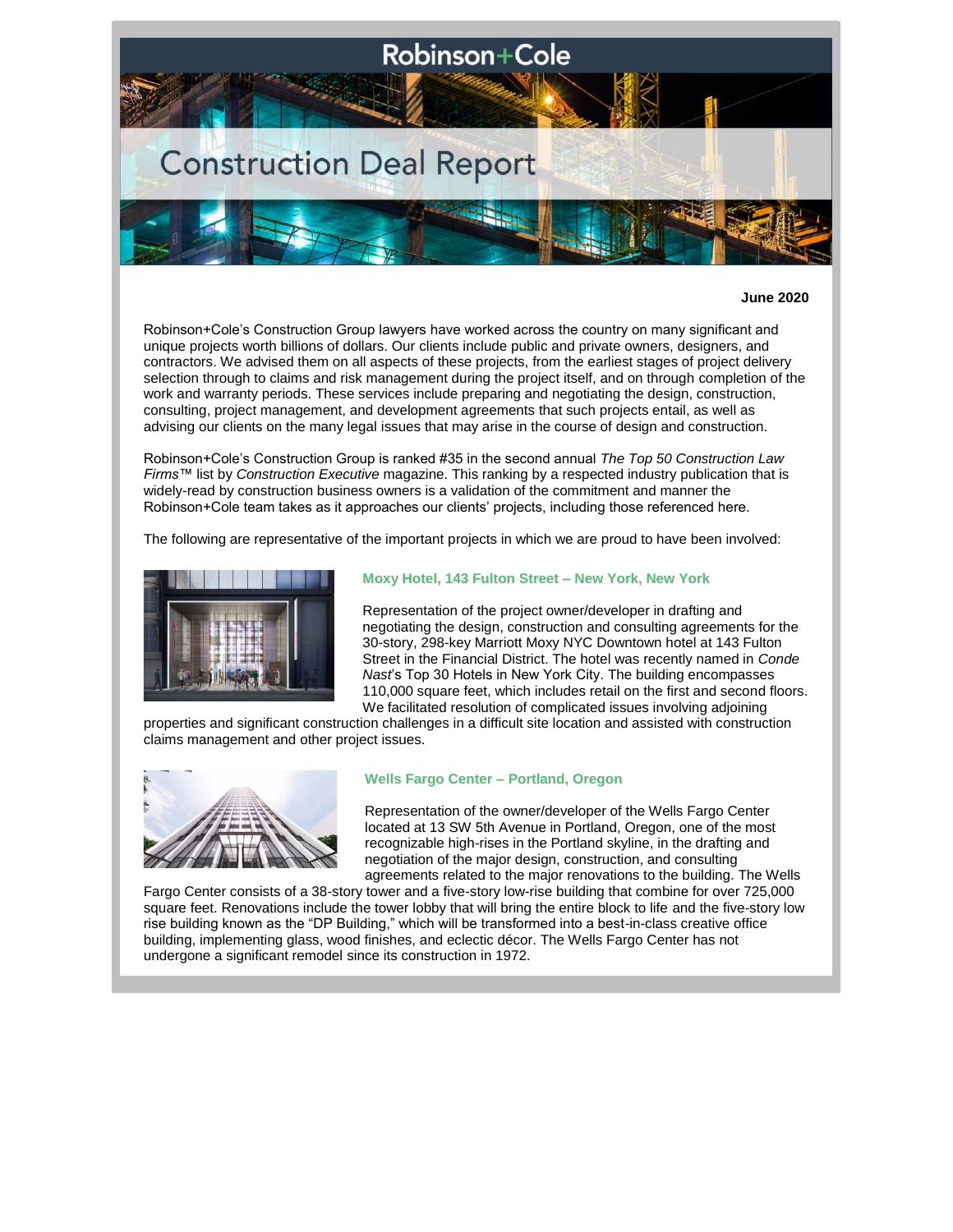# Robinson+Cole

# Construction Deal Report

**June 2020**

Robinson+Cole's Construction Group lawyers have worked across the country on many significant and unique projects worth billions of dollars. Our clients include public and private owners, designers, and contractors. We advised them on all aspects of these projects, from the earliest stages of project delivery selection through to claims and risk management during the project itself, and on through completion of the work and warranty periods. These services include preparing and negotiating the design, construction, consulting, project management, and development agreements that such projects entail, as well as advising our clients on the many legal issues that may arise in the course of design and construction.

Robinson+Cole's Construction Group is ranked #35 in the second annual *The Top 50 Construction Law Firms*™ list by *Construction Executive* magazine. This ranking by a respected industry publication that is widely-read by construction business owners is a validation of the commitment and manner the Robinson+Cole team takes as it approaches our clients' projects, including those referenced here.

The following are representative of the important projects in which we are proud to have been involved:

### Moxy Hotel, 143 Fulton Street – New York, New York

Representation of the project owner/developer in drafting and negotiating the design, construction and consulting agreements for the 30-story, 298-key Marriott Moxy NYC Downtown hotel at 143 Fulton Street in the Financial District. The hotel was recently named in *Conde Nast*'s Top 30 Hotels in New York City. The building encompasses 110,000 square feet, which includes retail on the first and second floors. We facilitated resolution of complicated issues involving adjoining properties and significant construction challenges in a difficult site location and assisted with construction claims management and other project issues.

### Wells Fargo Center – Portland, Oregon

Representation of the owner/developer of the Wells Fargo Center located at 13 SW 5th Avenue in Portland, Oregon, one of the most recognizable high-rises in the Portland skyline, in the drafting and negotiation of the major design, construction, and consulting agreements related to the major renovations to the building. The Wells Fargo Center consists of a 38-story tower and a five-story low-rise building that combine for over 725,000 square feet. Renovations include the tower lobby that will bring the entire block to life and the five-story low rise building known as the "DP Building," which will be transformed into a best-in-class creative office building, implementing glass, wood finishes, and eclectic décor. The Wells Fargo Center has not undergone a significant remodel since its construction in 1972.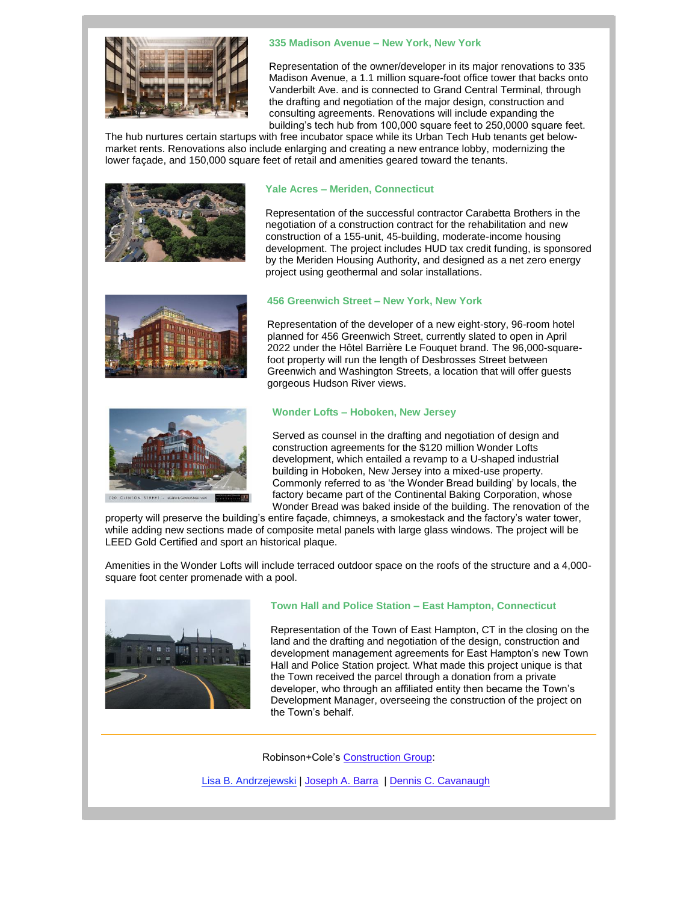### 335 Madison Avenue – New York, New York

Representation of the owner/developer in its major renovations to 335 Madison Avenue, a 1.1 million square-foot office tower that backs onto Vanderbilt Ave. and is connected to Grand Central Terminal, through the drafting and negotiation of the major design, construction and consulting agreements. Renovations will include expanding the building's tech hub from 100,000 square feet to 250,0000 square feet. The hub nurtures certain startups with free incubator space while its Urban Tech Hub tenants get below-market rents. Renovations also include enlarging and creating a new entrance lobby, modernizing the lower façade, and 150,000 square feet of retail and amenities geared toward the tenants.

### Yale Acres – Meriden, Connecticut

Representation of the successful contractor Carabetta Brothers in the negotiation of a construction contract for the rehabilitation and new construction of a 155-unit, 45-building, moderate-income housing development. The project includes HUD tax credit funding, is sponsored by the Meriden Housing Authority, and designed as a net zero energy project using geothermal and solar installations.

### 456 Greenwich Street – New York, New York

Representation of the developer of a new eight-story, 96-room hotel planned for 456 Greenwich Street, currently slated to open in April 2022 under the Hôtel Barrière Le Fouquet brand. The 96,000-square-foot property will run the length of Desbrosses Street between Greenwich and Washington Streets, a location that will offer guests gorgeous Hudson River views.

### Wonder Lofts – Hoboken, New Jersey

Served as counsel in the drafting and negotiation of design and construction agreements for the $120 million Wonder Lofts development, which entailed a revamp to a U-shaped industrial building in Hoboken, New Jersey into a mixed-use property. Commonly referred to as 'the Wonder Bread building' by locals, the factory became part of the Continental Baking Corporation, whose Wonder Bread was baked inside of the building. The renovation of the property will preserve the building's entire façade, chimneys, a smokestack and the factory's water tower, while adding new sections made of composite metal panels with large glass windows. The project will be LEED Gold Certified and sport an historical plaque.

Amenities in the Wonder Lofts will include terraced outdoor space on the roofs of the structure and a 4,000-square foot center promenade with a pool.

### Town Hall and Police Station – East Hampton, Connecticut

Representation of the Town of East Hampton, CT in the closing on the land and the drafting and negotiation of the design, construction and development management agreements for East Hampton's new Town Hall and Police Station project. What made this project unique is that the Town received the parcel through a donation from a private developer, who through an affiliated entity then became the Town's Development Manager, overseeing the construction of the project on the Town's behalf.

---

Robinson+Cole's Construction Group:

Lisa B. Andrzejewski | Joseph A. Barra | Dennis C. Cavanaugh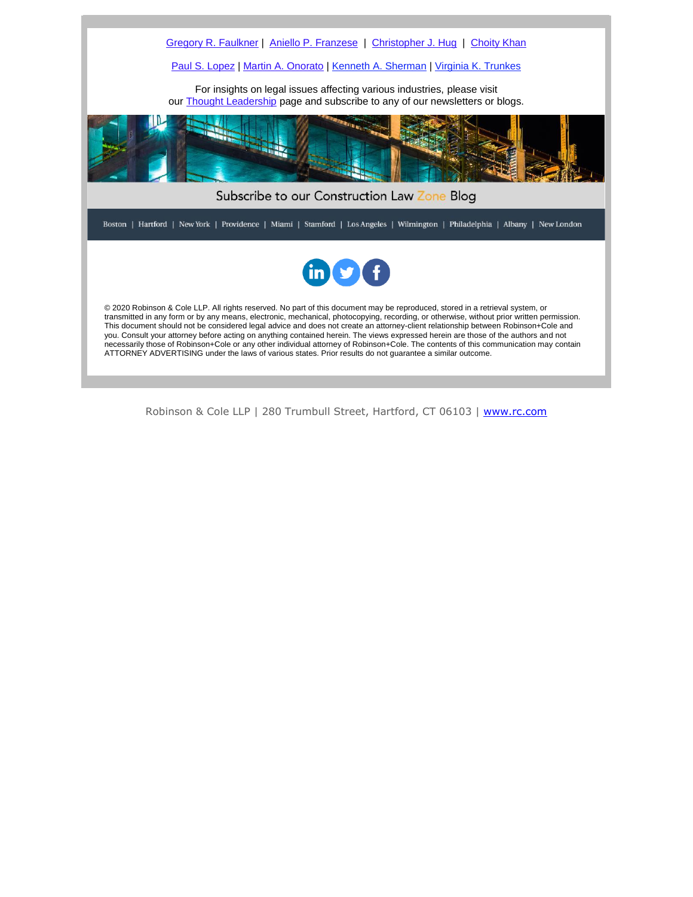Gregory R. Faulkner | Aniello P. Franzese | Christopher J. Hug | Choity Khan

Paul S. Lopez | Martin A. Onorato | Kenneth A. Sherman | Virginia K. Trunkes

For insights on legal issues affecting various industries, please visit our Thought Leadership page and subscribe to any of our newsletters or blogs.

Subscribe to our Construction Law Zone Blog

Boston | Hartford | New York | Providence | Miami | Stamford | Los Angeles | Wilmington | Philadelphia | Albany | New London

© 2020 Robinson & Cole LLP. All rights reserved. No part of this document may be reproduced, stored in a retrieval system, or transmitted in any form or by any means, electronic, mechanical, photocopying, recording, or otherwise, without prior written permission. This document should not be considered legal advice and does not create an attorney-client relationship between Robinson+Cole and you. Consult your attorney before acting on anything contained herein. The views expressed herein are those of the authors and not necessarily those of Robinson+Cole or any other individual attorney of Robinson+Cole. The contents of this communication may contain ATTORNEY ADVERTISING under the laws of various states. Prior results do not guarantee a similar outcome.

Robinson & Cole LLP | 280 Trumbull Street, Hartford, CT 06103 | www.rc.com